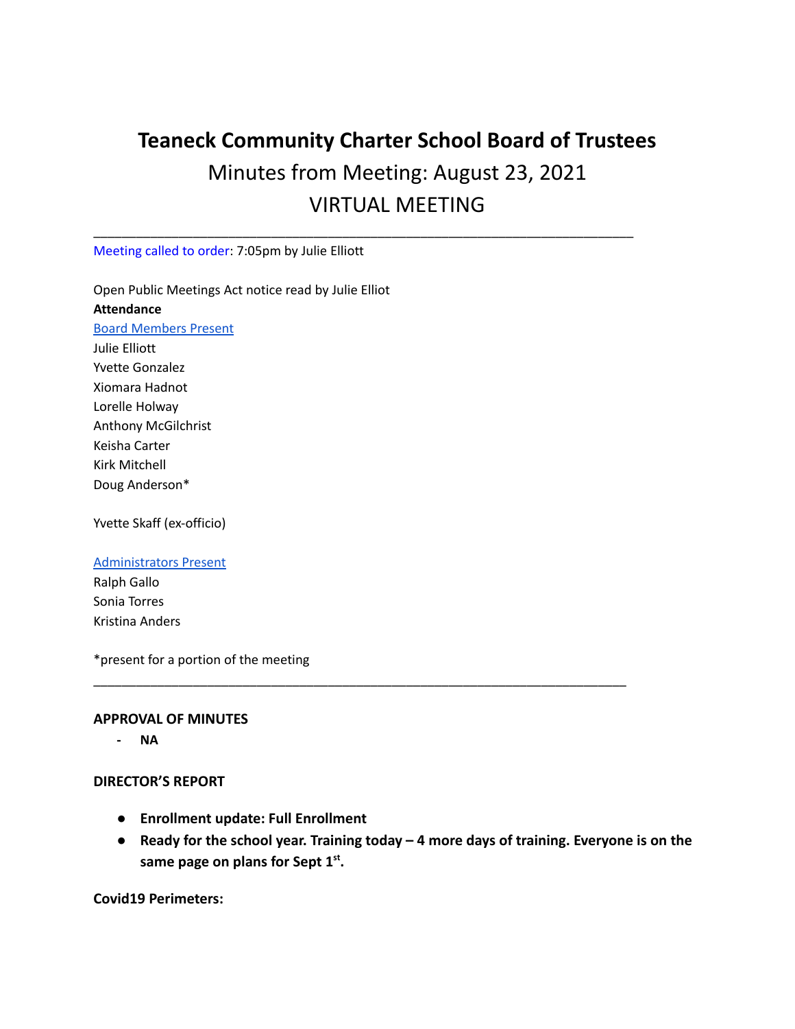# Teaneck Community Charter School Board of Trustees

## Minutes from Meeting: August 23, 2021

## VIRTUAL MEETING

---

Meeting called to order: 7:05pm by Julie Elliott

Open Public Meetings Act notice read by Julie Elliot

**Attendance**

Board Members Present

Julie Elliott
Yvette Gonzalez
Xiomara Hadnot
Lorelle Holway
Anthony McGilchrist
Keisha Carter
Kirk Mitchell
Doug Anderson*

Yvette Skaff (ex-officio)

Administrators Present

Ralph Gallo
Sonia Torres
Kristina Anders

*present for a portion of the meeting

---

**APPROVAL OF MINUTES**

- **NA**

**DIRECTOR'S REPORT**

- **Enrollment update: Full Enrollment**
- **Ready for the school year. Training today – 4 more days of training. Everyone is on the same page on plans for Sept 1st.**

**Covid19 Perimeters:**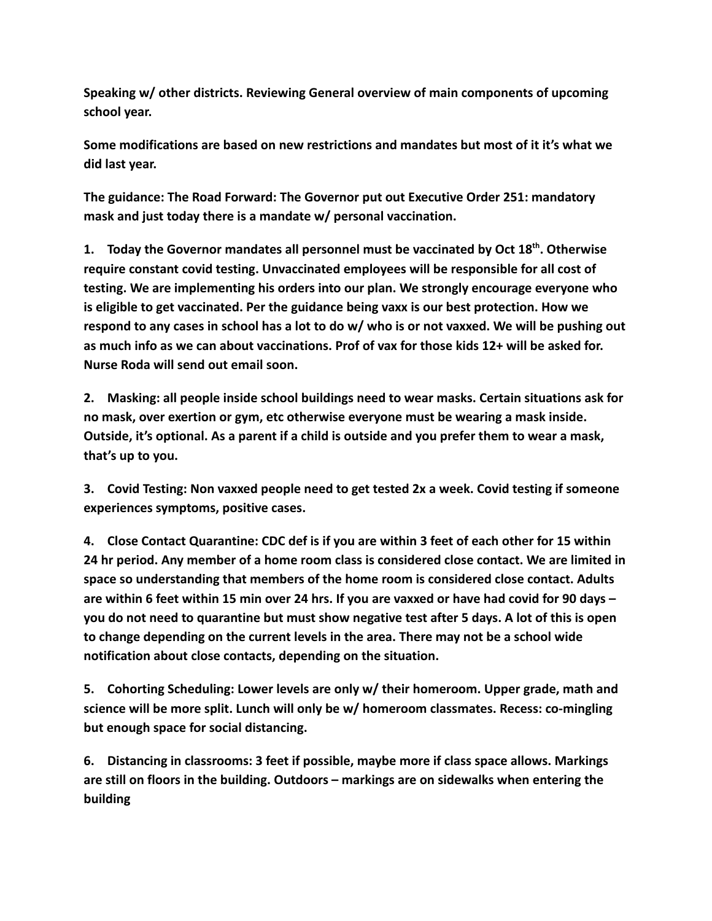**Speaking w/ other districts. Reviewing General overview of main components of upcoming school year.**

**Some modifications are based on new restrictions and mandates but most of it it's what we did last year.**

**The guidance: The Road Forward: The Governor put out Executive Order 251: mandatory mask and just today there is a mandate w/ personal vaccination.**

**1. Today the Governor mandates all personnel must be vaccinated by Oct 18th. Otherwise require constant covid testing. Unvaccinated employees will be responsible for all cost of testing. We are implementing his orders into our plan. We strongly encourage everyone who is eligible to get vaccinated. Per the guidance being vaxx is our best protection. How we respond to any cases in school has a lot to do w/ who is or not vaxxed. We will be pushing out as much info as we can about vaccinations. Prof of vax for those kids 12+ will be asked for. Nurse Roda will send out email soon.**

**2. Masking: all people inside school buildings need to wear masks. Certain situations ask for no mask, over exertion or gym, etc otherwise everyone must be wearing a mask inside. Outside, it's optional. As a parent if a child is outside and you prefer them to wear a mask, that's up to you.**

**3. Covid Testing: Non vaxxed people need to get tested 2x a week. Covid testing if someone experiences symptoms, positive cases.**

**4. Close Contact Quarantine: CDC def is if you are within 3 feet of each other for 15 within 24 hr period. Any member of a home room class is considered close contact. We are limited in space so understanding that members of the home room is considered close contact. Adults are within 6 feet within 15 min over 24 hrs. If you are vaxxed or have had covid for 90 days – you do not need to quarantine but must show negative test after 5 days. A lot of this is open to change depending on the current levels in the area. There may not be a school wide notification about close contacts, depending on the situation.**

**5. Cohorting Scheduling: Lower levels are only w/ their homeroom. Upper grade, math and science will be more split. Lunch will only be w/ homeroom classmates. Recess: co-mingling but enough space for social distancing.**

**6. Distancing in classrooms: 3 feet if possible, maybe more if class space allows. Markings are still on floors in the building. Outdoors – markings are on sidewalks when entering the building**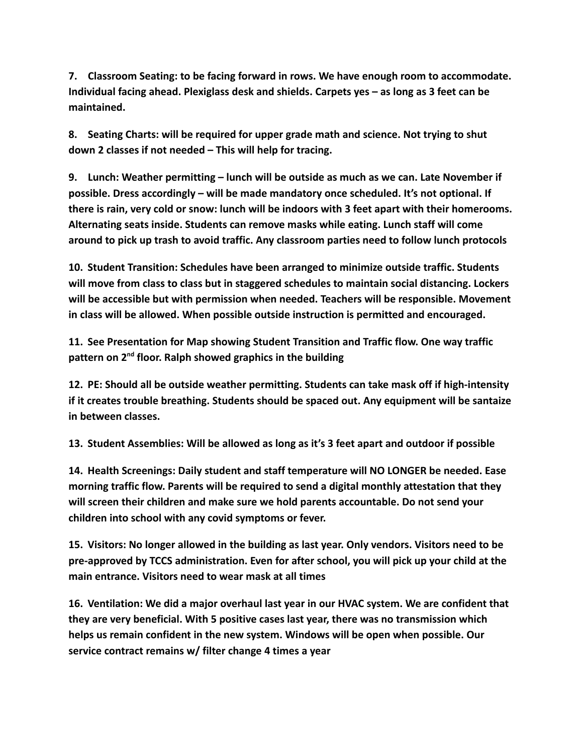**7. Classroom Seating: to be facing forward in rows. We have enough room to accommodate. Individual facing ahead. Plexiglass desk and shields. Carpets yes – as long as 3 feet can be maintained.**

**8. Seating Charts: will be required for upper grade math and science. Not trying to shut down 2 classes if not needed – This will help for tracing.**

**9. Lunch: Weather permitting – lunch will be outside as much as we can. Late November if possible. Dress accordingly – will be made mandatory once scheduled. It's not optional. If there is rain, very cold or snow: lunch will be indoors with 3 feet apart with their homerooms. Alternating seats inside. Students can remove masks while eating. Lunch staff will come around to pick up trash to avoid traffic. Any classroom parties need to follow lunch protocols**

**10. Student Transition: Schedules have been arranged to minimize outside traffic. Students will move from class to class but in staggered schedules to maintain social distancing. Lockers will be accessible but with permission when needed. Teachers will be responsible. Movement in class will be allowed. When possible outside instruction is permitted and encouraged.**

**11. See Presentation for Map showing Student Transition and Traffic flow. One way traffic pattern on 2nd floor. Ralph showed graphics in the building**

**12. PE: Should all be outside weather permitting. Students can take mask off if high-intensity if it creates trouble breathing. Students should be spaced out. Any equipment will be santaize in between classes.**

**13. Student Assemblies: Will be allowed as long as it's 3 feet apart and outdoor if possible**

**14. Health Screenings: Daily student and staff temperature will NO LONGER be needed. Ease morning traffic flow. Parents will be required to send a digital monthly attestation that they will screen their children and make sure we hold parents accountable. Do not send your children into school with any covid symptoms or fever.**

**15. Visitors: No longer allowed in the building as last year. Only vendors. Visitors need to be pre-approved by TCCS administration. Even for after school, you will pick up your child at the main entrance. Visitors need to wear mask at all times**

**16. Ventilation: We did a major overhaul last year in our HVAC system. We are confident that they are very beneficial. With 5 positive cases last year, there was no transmission which helps us remain confident in the new system. Windows will be open when possible. Our service contract remains w/ filter change 4 times a year**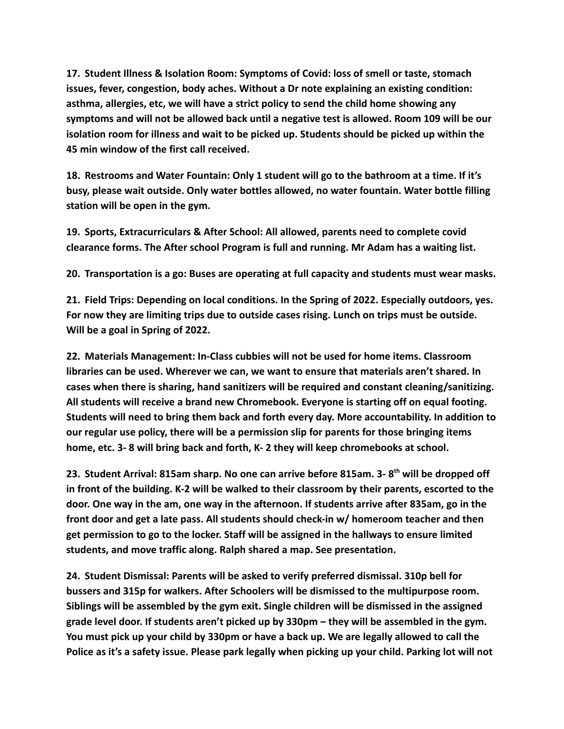**17. Student Illness & Isolation Room: Symptoms of Covid: loss of smell or taste, stomach issues, fever, congestion, body aches. Without a Dr note explaining an existing condition: asthma, allergies, etc, we will have a strict policy to send the child home showing any symptoms and will not be allowed back until a negative test is allowed. Room 109 will be our isolation room for illness and wait to be picked up. Students should be picked up within the 45 min window of the first call received.**

**18. Restrooms and Water Fountain: Only 1 student will go to the bathroom at a time. If it's busy, please wait outside. Only water bottles allowed, no water fountain. Water bottle filling station will be open in the gym.**

**19. Sports, Extracurriculars & After School: All allowed, parents need to complete covid clearance forms. The After school Program is full and running. Mr Adam has a waiting list.**

**20. Transportation is a go: Buses are operating at full capacity and students must wear masks.**

**21. Field Trips: Depending on local conditions. In the Spring of 2022. Especially outdoors, yes. For now they are limiting trips due to outside cases rising. Lunch on trips must be outside. Will be a goal in Spring of 2022.**

**22. Materials Management: In-Class cubbies will not be used for home items. Classroom libraries can be used. Wherever we can, we want to ensure that materials aren't shared. In cases when there is sharing, hand sanitizers will be required and constant cleaning/sanitizing. All students will receive a brand new Chromebook. Everyone is starting off on equal footing. Students will need to bring them back and forth every day. More accountability. In addition to our regular use policy, there will be a permission slip for parents for those bringing items home, etc. 3- 8 will bring back and forth, K- 2 they will keep chromebooks at school.**

**23. Student Arrival: 815am sharp. No one can arrive before 815am. 3- 8th will be dropped off in front of the building. K-2 will be walked to their classroom by their parents, escorted to the door. One way in the am, one way in the afternoon. If students arrive after 835am, go in the front door and get a late pass. All students should check-in w/ homeroom teacher and then get permission to go to the locker. Staff will be assigned in the hallways to ensure limited students, and move traffic along. Ralph shared a map. See presentation.**

**24. Student Dismissal: Parents will be asked to verify preferred dismissal. 310p bell for bussers and 315p for walkers. After Schoolers will be dismissed to the multipurpose room. Siblings will be assembled by the gym exit. Single children will be dismissed in the assigned grade level door. If students aren't picked up by 330pm – they will be assembled in the gym. You must pick up your child by 330pm or have a back up. We are legally allowed to call the Police as it's a safety issue. Please park legally when picking up your child. Parking lot will not**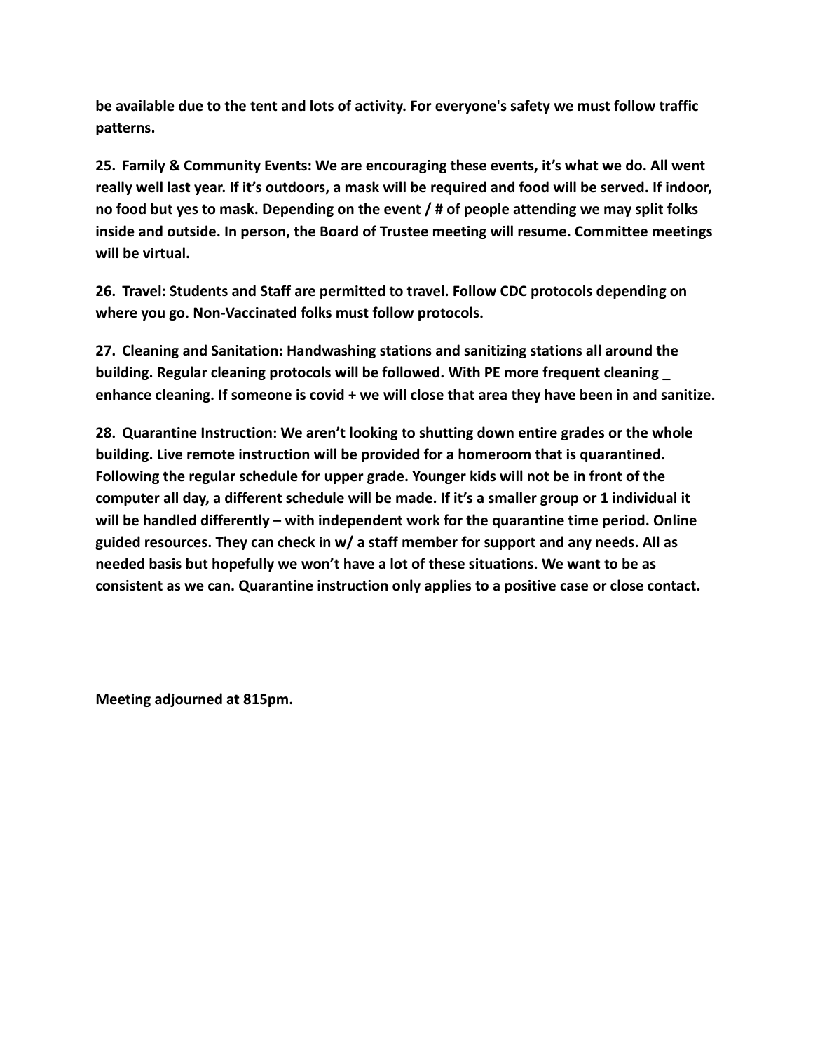**be available due to the tent and lots of activity. For everyone's safety we must follow traffic patterns.**

**25. Family & Community Events: We are encouraging these events, it's what we do. All went really well last year. If it's outdoors, a mask will be required and food will be served. If indoor, no food but yes to mask. Depending on the event / # of people attending we may split folks inside and outside. In person, the Board of Trustee meeting will resume. Committee meetings will be virtual.**

**26. Travel: Students and Staff are permitted to travel. Follow CDC protocols depending on where you go. Non-Vaccinated folks must follow protocols.**

**27. Cleaning and Sanitation: Handwashing stations and sanitizing stations all around the building. Regular cleaning protocols will be followed. With PE more frequent cleaning _ enhance cleaning. If someone is covid + we will close that area they have been in and sanitize.**

**28. Quarantine Instruction: We aren't looking to shutting down entire grades or the whole building. Live remote instruction will be provided for a homeroom that is quarantined. Following the regular schedule for upper grade. Younger kids will not be in front of the computer all day, a different schedule will be made. If it's a smaller group or 1 individual it will be handled differently – with independent work for the quarantine time period. Online guided resources. They can check in w/ a staff member for support and any needs. All as needed basis but hopefully we won't have a lot of these situations. We want to be as consistent as we can. Quarantine instruction only applies to a positive case or close contact.**

**Meeting adjourned at 815pm.**